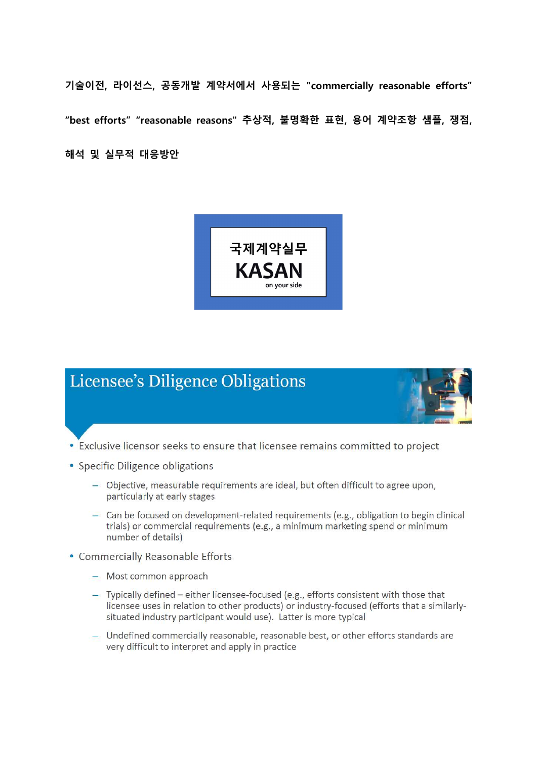**기술이전, 라이선스, 공동개발 계약서에서 사용되는 "commercially reasonable efforts" "best efforts" "reasonable reasons" 추상적, 불명확한 표현, 용어 계약조항 샘플, 쟁점, 해석 및 실무적 대응방안**

국제계약실무

KASAN

on your side

## Licensee's Diligence Obligations

- Exclusive licensor seeks to ensure that licensee remains committed to project
- Specific Diligence obligations
  - Objective, measurable requirements are ideal, but often difficult to agree upon, particularly at early stages
  - Can be focused on development-related requirements (e.g., obligation to begin clinical trials) or commercial requirements (e.g., a minimum marketing spend or minimum number of details)
- Commercially Reasonable Efforts
  - Most common approach
  - Typically defined – either licensee-focused (e.g., efforts consistent with those that licensee uses in relation to other products) or industry-focused (efforts that a similarly-situated industry participant would use). Latter is more typical
  - Undefined commercially reasonable, reasonable best, or other efforts standards are very difficult to interpret and apply in practice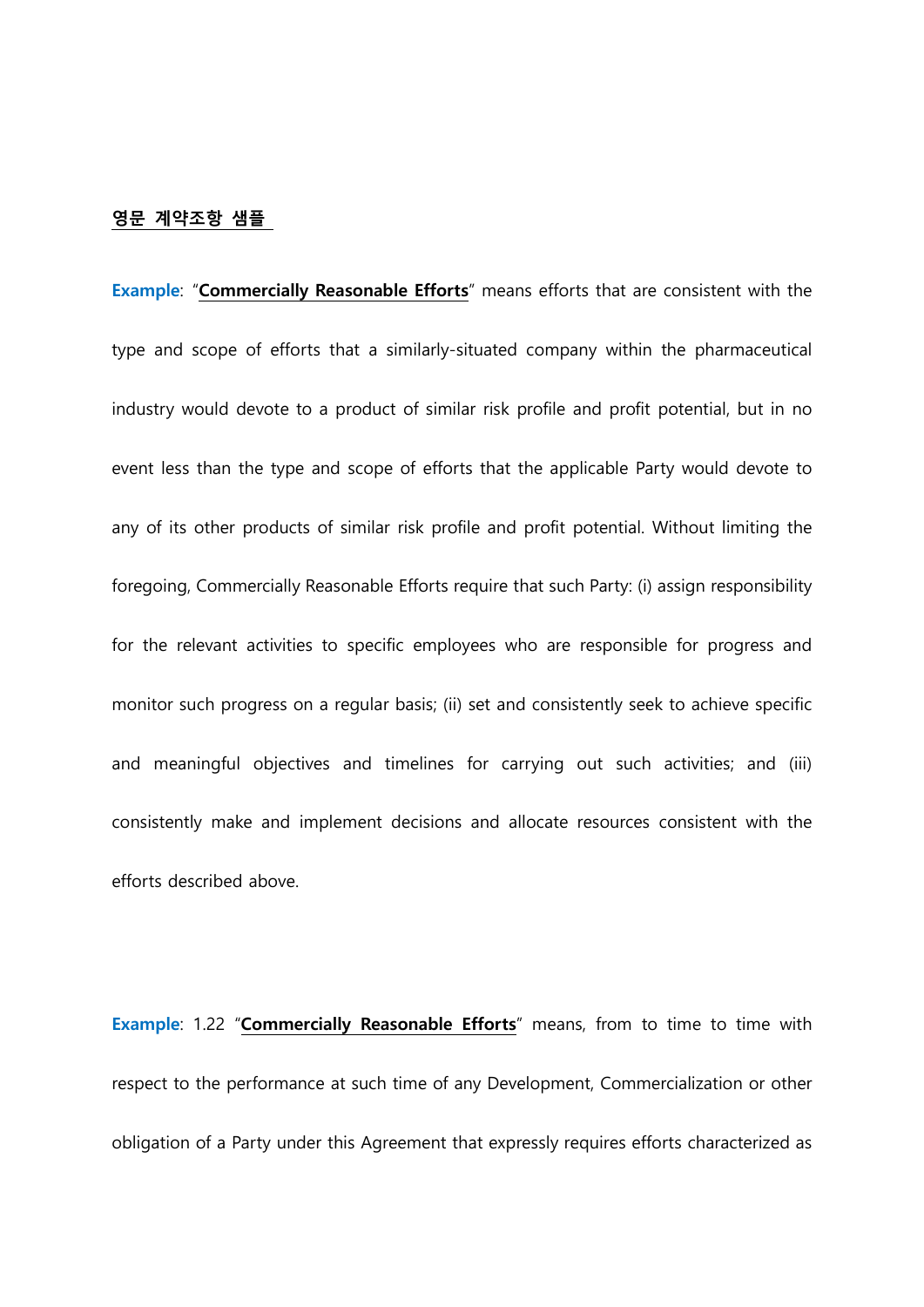**영문 계약조항 샘플**

**Example**: "**Commercially Reasonable Efforts**" means efforts that are consistent with the type and scope of efforts that a similarly-situated company within the pharmaceutical industry would devote to a product of similar risk profile and profit potential, but in no event less than the type and scope of efforts that the applicable Party would devote to any of its other products of similar risk profile and profit potential. Without limiting the foregoing, Commercially Reasonable Efforts require that such Party: (i) assign responsibility for the relevant activities to specific employees who are responsible for progress and monitor such progress on a regular basis; (ii) set and consistently seek to achieve specific and meaningful objectives and timelines for carrying out such activities; and (iii) consistently make and implement decisions and allocate resources consistent with the efforts described above.

**Example**: 1.22 "**Commercially Reasonable Efforts**" means, from to time to time with respect to the performance at such time of any Development, Commercialization or other obligation of a Party under this Agreement that expressly requires efforts characterized as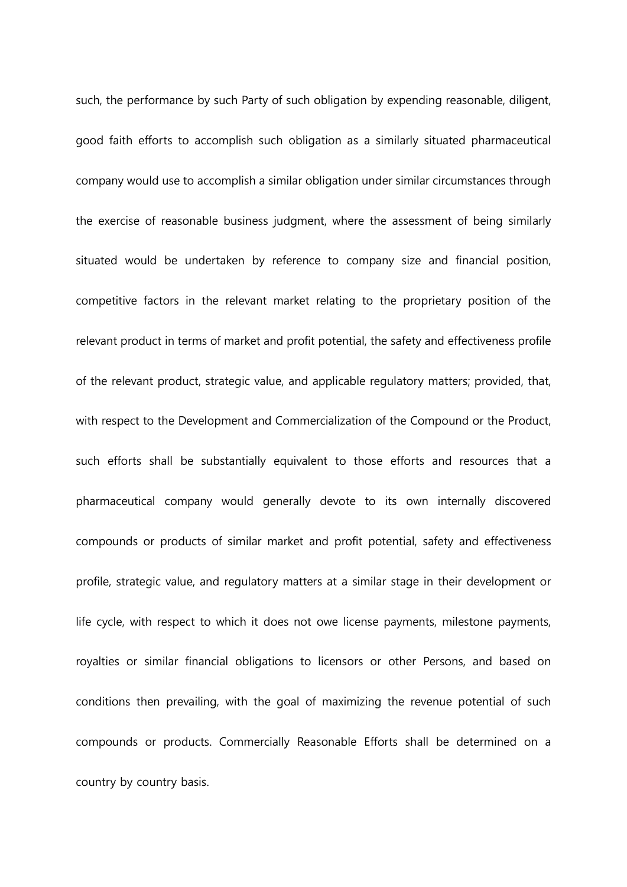such, the performance by such Party of such obligation by expending reasonable, diligent, good faith efforts to accomplish such obligation as a similarly situated pharmaceutical company would use to accomplish a similar obligation under similar circumstances through the exercise of reasonable business judgment, where the assessment of being similarly situated would be undertaken by reference to company size and financial position, competitive factors in the relevant market relating to the proprietary position of the relevant product in terms of market and profit potential, the safety and effectiveness profile of the relevant product, strategic value, and applicable regulatory matters; provided, that, with respect to the Development and Commercialization of the Compound or the Product, such efforts shall be substantially equivalent to those efforts and resources that a pharmaceutical company would generally devote to its own internally discovered compounds or products of similar market and profit potential, safety and effectiveness profile, strategic value, and regulatory matters at a similar stage in their development or life cycle, with respect to which it does not owe license payments, milestone payments, royalties or similar financial obligations to licensors or other Persons, and based on conditions then prevailing, with the goal of maximizing the revenue potential of such compounds or products. Commercially Reasonable Efforts shall be determined on a country by country basis.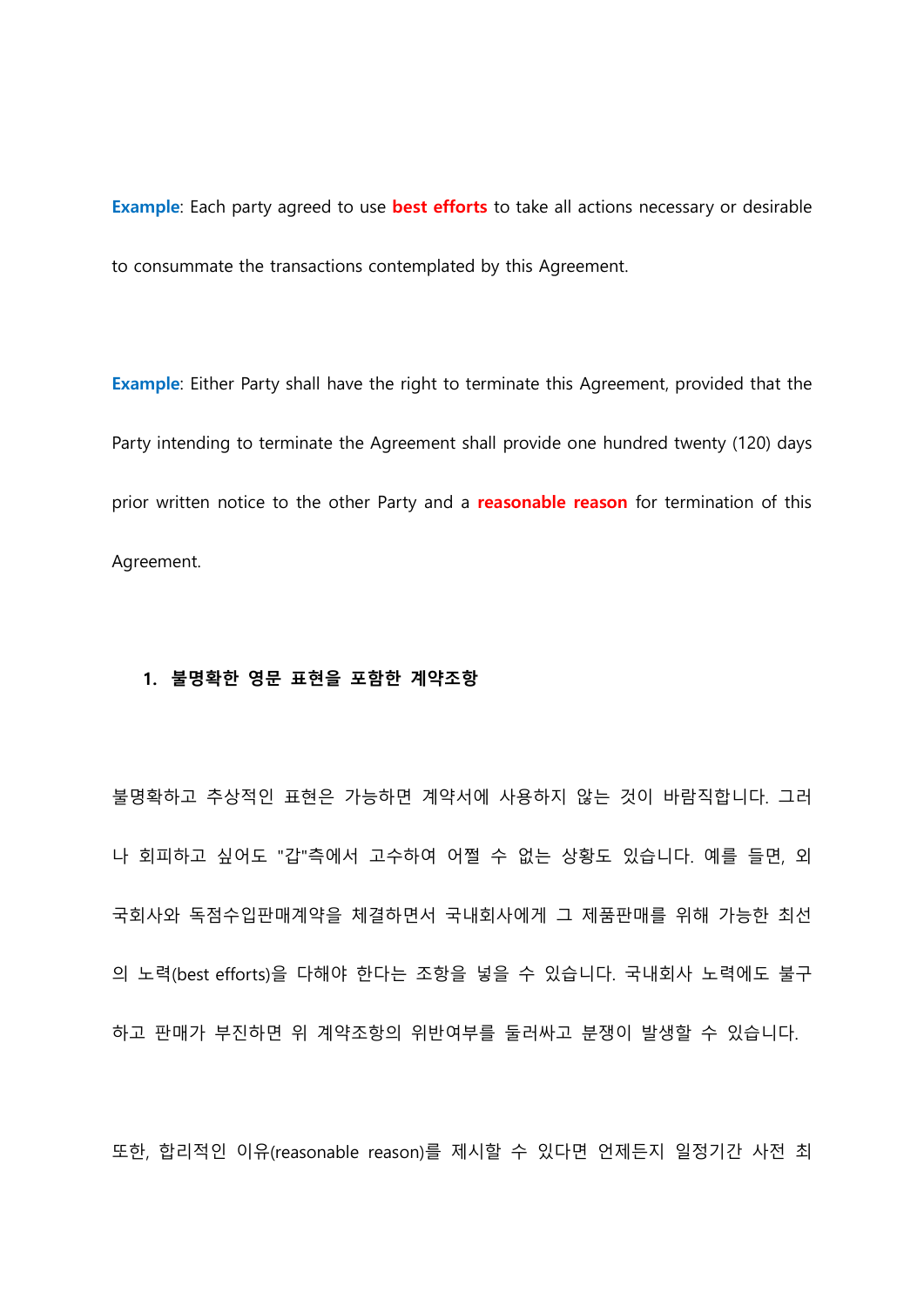**Example**: Each party agreed to use **best efforts** to take all actions necessary or desirable to consummate the transactions contemplated by this Agreement.

**Example**: Either Party shall have the right to terminate this Agreement, provided that the Party intending to terminate the Agreement shall provide one hundred twenty (120) days prior written notice to the other Party and a **reasonable reason** for termination of this Agreement.

### 1. 불명확한 영문 표현을 포함한 계약조항

불명확하고 추상적인 표현은 가능하면 계약서에 사용하지 않는 것이 바람직합니다. 그러나 회피하고 싶어도 "갑"측에서 고수하여 어쩔 수 없는 상황도 있습니다. 예를 들면, 외국회사와 독점수입판매계약을 체결하면서 국내회사에게 그 제품판매를 위해 가능한 최선의 노력(best efforts)을 다해야 한다는 조항을 넣을 수 있습니다. 국내회사 노력에도 불구하고 판매가 부진하면 위 계약조항의 위반여부를 둘러싸고 분쟁이 발생할 수 있습니다.

또한, 합리적인 이유(reasonable reason)를 제시할 수 있다면 언제든지 일정기간 사전 최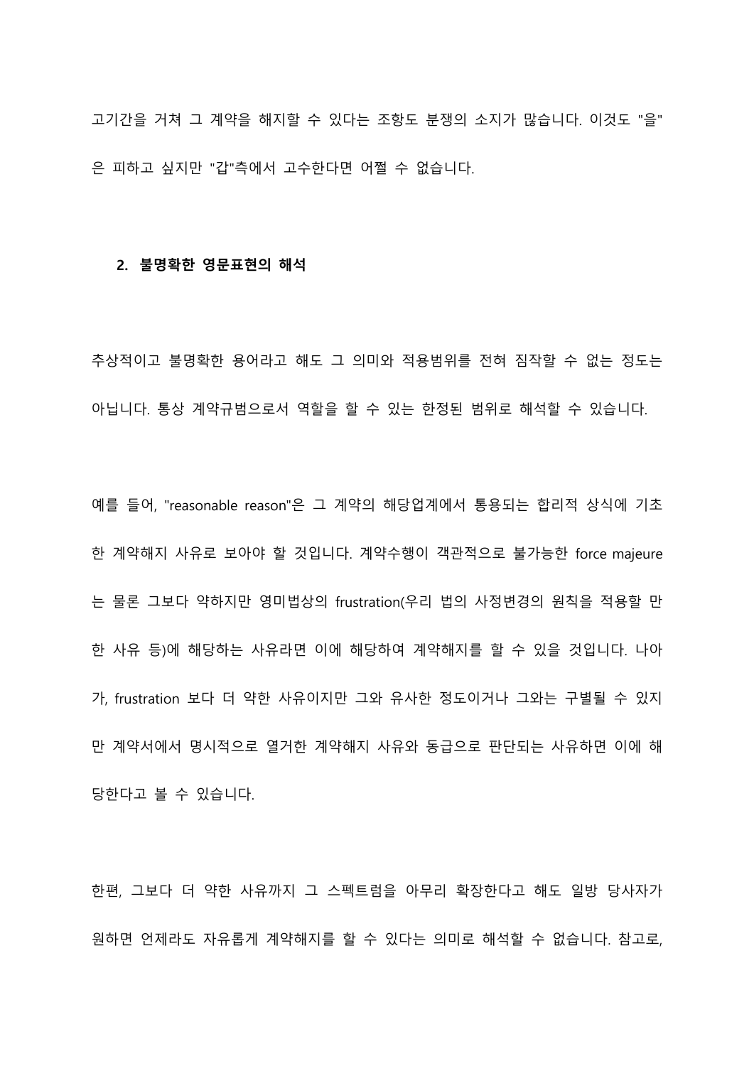고기간을 거쳐 그 계약을 해지할 수 있다는 조항도 분쟁의 소지가 많습니다. 이것도 "을"은 피하고 싶지만 "갑"측에서 고수한다면 어쩔 수 없습니다.

### 2. 불명확한 영문표현의 해석

추상적이고 불명확한 용어라고 해도 그 의미와 적용범위를 전혀 짐작할 수 없는 정도는 아닙니다. 통상 계약규범으로서 역할을 할 수 있는 한정된 범위로 해석할 수 있습니다.

예를 들어, "reasonable reason"은 그 계약의 해당업계에서 통용되는 합리적 상식에 기초한 계약해지 사유로 보아야 할 것입니다. 계약수행이 객관적으로 불가능한 force majeure는 물론 그보다 약하지만 영미법상의 frustration(우리 법의 사정변경의 원칙을 적용할 만한 사유 등)에 해당하는 사유라면 이에 해당하여 계약해지를 할 수 있을 것입니다. 나아가, frustration 보다 더 약한 사유이지만 그와 유사한 정도이거나 그와는 구별될 수 있지만 계약서에서 명시적으로 열거한 계약해지 사유와 동급으로 판단되는 사유하면 이에 해당한다고 볼 수 있습니다.

한편, 그보다 더 약한 사유까지 그 스펙트럼을 아무리 확장한다고 해도 일방 당사자가 원하면 언제라도 자유롭게 계약해지를 할 수 있다는 의미로 해석할 수 없습니다. 참고로,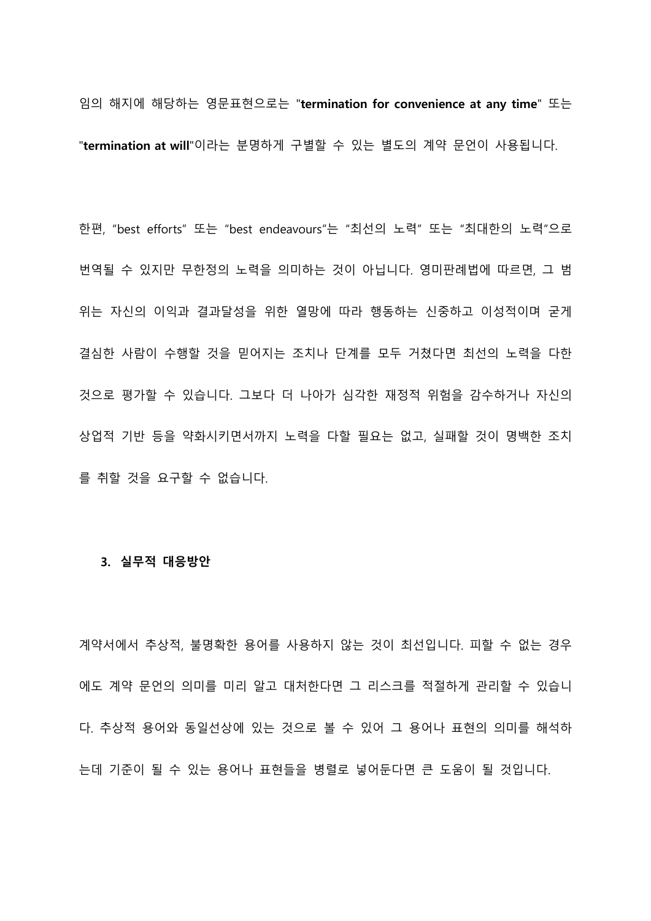임의 해지에 해당하는 영문표현으로는 "**termination for convenience at any time**" 또는 "**termination at will**"이라는 분명하게 구별할 수 있는 별도의 계약 문언이 사용됩니다.

한편, “best efforts” 또는 “best endeavours”는 “최선의 노력” 또는 “최대한의 노력”으로 번역될 수 있지만 무한정의 노력을 의미하는 것이 아닙니다. 영미판례법에 따르면, 그 범위는 자신의 이익과 결과달성을 위한 열망에 따라 행동하는 신중하고 이성적이며 굳게 결심한 사람이 수행할 것을 믿어지는 조치나 단계를 모두 거쳤다면 최선의 노력을 다한 것으로 평가할 수 있습니다. 그보다 더 나아가 심각한 재정적 위험을 감수하거나 자신의 상업적 기반 등을 약화시키면서까지 노력을 다할 필요는 없고, 실패할 것이 명백한 조치를 취할 것을 요구할 수 없습니다.

### 3. 실무적 대응방안

계약서에서 추상적, 불명확한 용어를 사용하지 않는 것이 최선입니다. 피할 수 없는 경우에도 계약 문언의 의미를 미리 알고 대처한다면 그 리스크를 적절하게 관리할 수 있습니다. 추상적 용어와 동일선상에 있는 것으로 볼 수 있어 그 용어나 표현의 의미를 해석하는데 기준이 될 수 있는 용어나 표현들을 병렬로 넣어둔다면 큰 도움이 될 것입니다.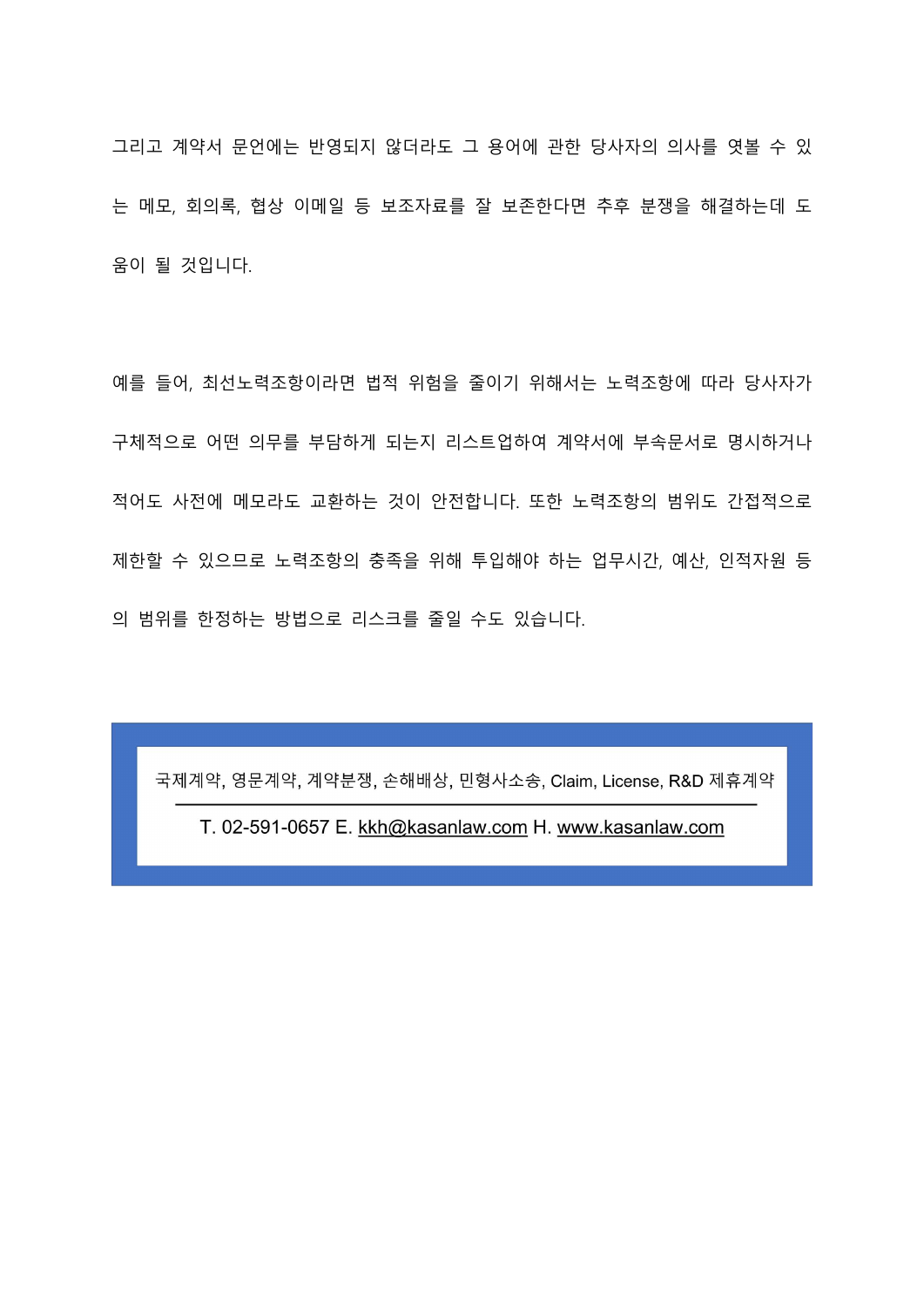그리고 계약서 문언에는 반영되지 않더라도 그 용어에 관한 당사자의 의사를 엿볼 수 있는 메모, 회의록, 협상 이메일 등 보조자료를 잘 보존한다면 추후 분쟁을 해결하는데 도움이 될 것입니다.

예를 들어, 최선노력조항이라면 법적 위험을 줄이기 위해서는 노력조항에 따라 당사자가 구체적으로 어떤 의무를 부담하게 되는지 리스트업하여 계약서에 부속문서로 명시하거나 적어도 사전에 메모라도 교환하는 것이 안전합니다. 또한 노력조항의 범위도 간접적으로 제한할 수 있으므로 노력조항의 충족을 위해 투입해야 하는 업무시간, 예산, 인적자원 등의 범위를 한정하는 방법으로 리스크를 줄일 수도 있습니다.

국제계약, 영문계약, 계약분쟁, 손해배상, 민형사소송, Claim, License, R&D 제휴계약

T. 02-591-0657 E. kkh@kasanlaw.com H. www.kasanlaw.com